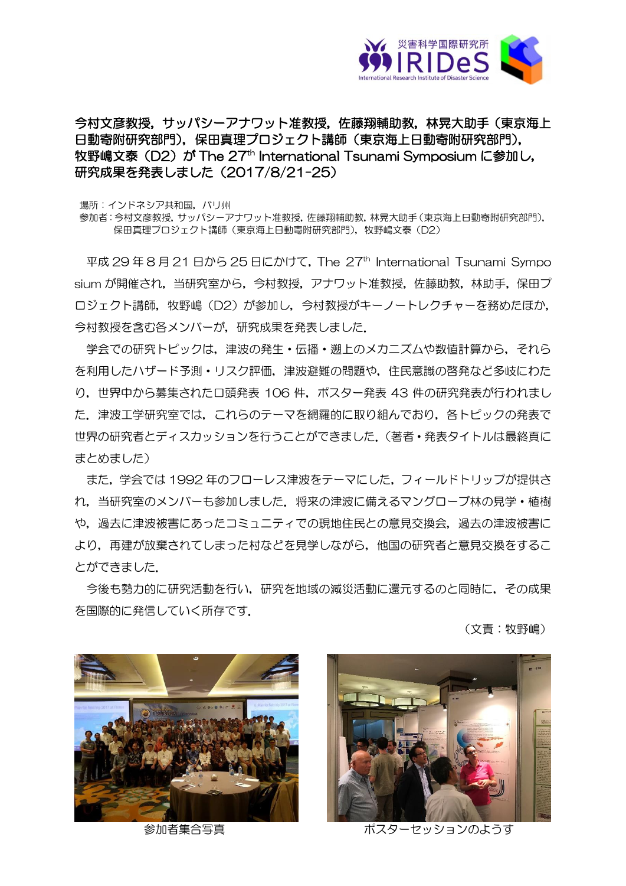# 今村文彦教授，サッパシーアナワット准教授，佐藤翔輔助教，林晃大助手（東京海上日動寄附研究部門），保田真理プロジェクト講師（東京海上日動寄附研究部門），牧野嶋文泰（D2）が The 27th International Tsunami Symposium に参加し，研究成果を発表しました（2017/8/21-25）

場所：インドネシア共和国，バリ州
参加者：今村文彦教授，サッパシーアナワット准教授，佐藤翔輔助教，林晃大助手（東京海上日動寄附研究部門），保田真理プロジェクト講師（東京海上日動寄附研究部門），牧野嶋文泰（D2）

平成 29 年 8 月 21 日から 25 日にかけて，The 27th International Tsunami Symposium が開催され，当研究室から，今村教授，アナワット准教授，佐藤助教，林助手，保田プロジェクト講師，牧野嶋（D2）が参加し，今村教授がキーノートレクチャーを務めたほか，今村教授を含む各メンバーが，研究成果を発表しました．

学会での研究トピックは，津波の発生・伝播・遡上のメカニズムや数値計算から，それらを利用したハザード予測・リスク評価，津波避難の問題や，住民意識の啓発など多岐にわたり，世界中から募集された口頭発表 106 件，ポスター発表 43 件の研究発表が行われました．津波工学研究室では，これらのテーマを網羅的に取り組んでおり，各トピックの発表で世界の研究者とディスカッションを行うことができました．（著者・発表タイトルは最終頁にまとめました）

また，学会では 1992 年のフローレス津波をテーマにした，フィールドトリップが提供され，当研究室のメンバーも参加しました．将来の津波に備えるマングローブ林の見学・植樹や，過去に津波被害にあったコミュニティでの現地住民との意見交換会，過去の津波被害により，再建が放棄されてしまった村などを見学しながら，他国の研究者と意見交換をすることができました．

今後も勢力的に研究活動を行い，研究を地域の減災活動に還元するのと同時に，その成果を国際的に発信していく所存です．

（文責：牧野嶋）

参加者集合写真

ポスターセッションのようす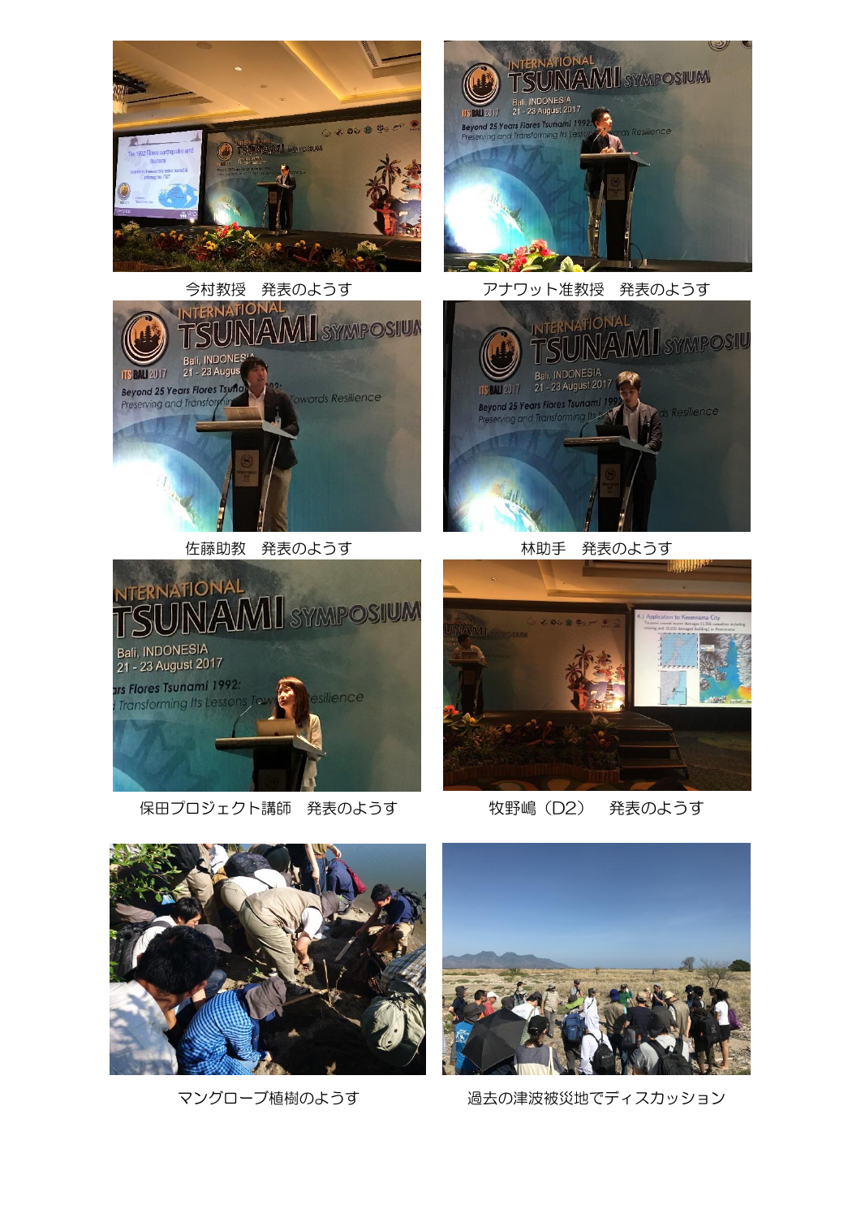今村教授　発表のようす

アナワット准教授　発表のようす

佐藤助教　発表のようす

林助手　発表のようす

保田プロジェクト講師　発表のようす

牧野嶋（D2）　発表のようす

マングローブ植樹のようす

過去の津波被災地でディスカッション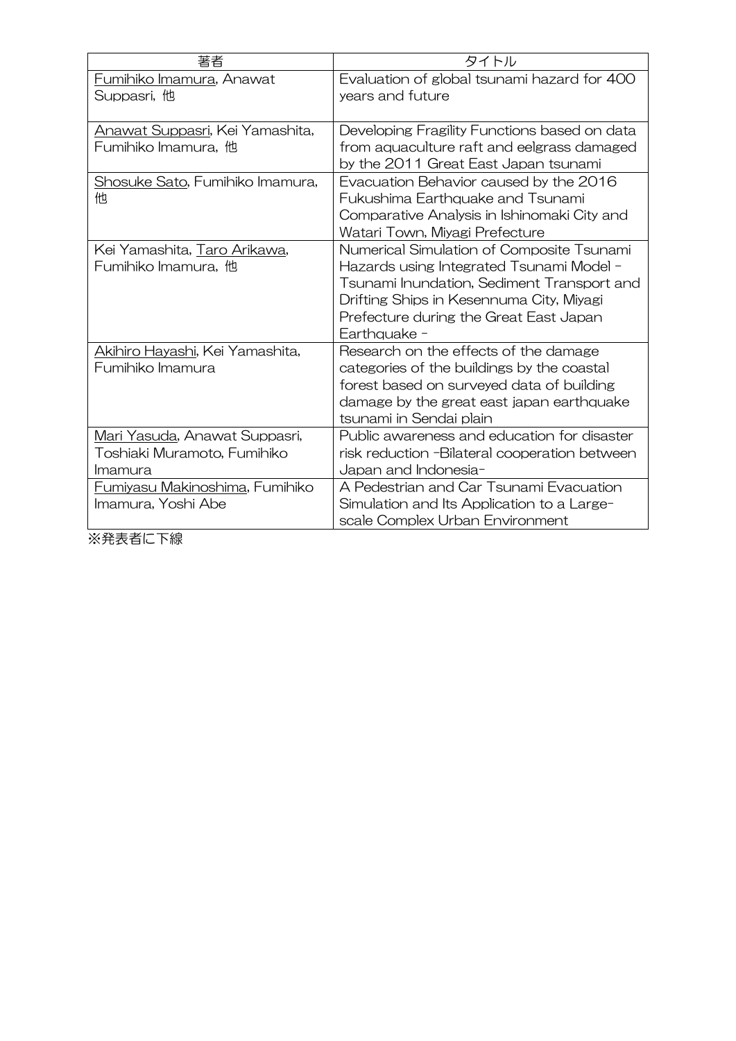| 著者 | タイトル |
|---|---|
| Fumihiko Imamura, Anawat Suppasri, 他 | Evaluation of global tsunami hazard for 400 years and future |
| Anawat Suppasri, Kei Yamashita, Fumihiko Imamura, 他 | Developing Fragility Functions based on data from aquaculture raft and eelgrass damaged by the 2011 Great East Japan tsunami |
| Shosuke Sato, Fumihiko Imamura, 他 | Evacuation Behavior caused by the 2016 Fukushima Earthquake and Tsunami Comparative Analysis in Ishinomaki City and Watari Town, Miyagi Prefecture |
| Kei Yamashita, Taro Arikawa, Fumihiko Imamura, 他 | Numerical Simulation of Composite Tsunami Hazards using Integrated Tsunami Model - Tsunami Inundation, Sediment Transport and Drifting Ships in Kesennuma City, Miyagi Prefecture during the Great East Japan Earthquake - |
| Akihiro Hayashi, Kei Yamashita, Fumihiko Imamura | Research on the effects of the damage categories of the buildings by the coastal forest based on surveyed data of building damage by the great east japan earthquake tsunami in Sendai plain |
| Mari Yasuda, Anawat Suppasri, Toshiaki Muramoto, Fumihiko Imamura | Public awareness and education for disaster risk reduction -Bilateral cooperation between Japan and Indonesia- |
| Fumiyasu Makinoshima, Fumihiko Imamura, Yoshi Abe | A Pedestrian and Car Tsunami Evacuation Simulation and Its Application to a Large-scale Complex Urban Environment |

※発表者に下線